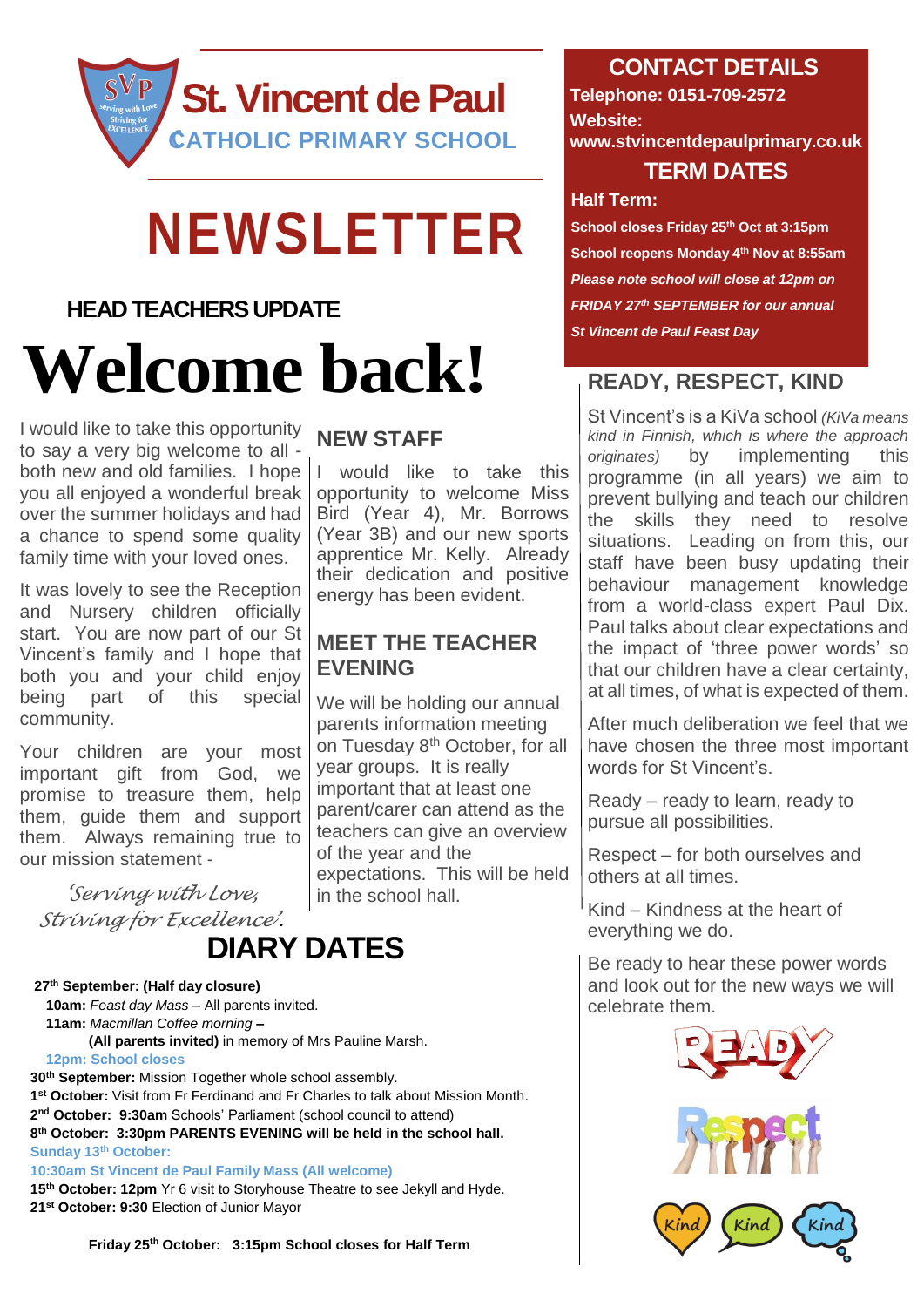# St. Vincent de Paul

CATHOLIC PRIMARY SCHOOL

# NEWSLETTER

## HEAD TEACHERS UPDATE

# Welcome back!

I would like to take this opportunity to say a very big welcome to all - both new and old families. I hope you all enjoyed a wonderful break over the summer holidays and had a chance to spend some quality family time with your loved ones.

It was lovely to see the Reception and Nursery children officially start. You are now part of our St Vincent's family and I hope that both you and your child enjoy being part of this special community.

Your children are your most important gift from God, we promise to treasure them, help them, guide them and support them. Always remaining true to our mission statement -

*'Serving with Love, Striving for Excellence'.*

## NEW STAFF

I would like to take this opportunity to welcome Miss Bird (Year 4), Mr. Borrows (Year 3B) and our new sports apprentice Mr. Kelly. Already their dedication and positive energy has been evident.

## MEET THE TEACHER EVENING

We will be holding our annual parents information meeting on Tuesday 8th October, for all year groups. It is really important that at least one parent/carer can attend as the teachers can give an overview of the year and the expectations. This will be held in the school hall.

## DIARY DATES

**27th September: (Half day closure)**

**10am:** *Feast day Mass* – All parents invited.

**11am:** *Macmillan Coffee morning* **–**
**(All parents invited)** in memory of Mrs Pauline Marsh.

**12pm: School closes**

**30th September:** Mission Together whole school assembly.

**1st October:** Visit from Fr Ferdinand and Fr Charles to talk about Mission Month.

**2nd October: 9:30am** Schools' Parliament (school council to attend)

**8th October: 3:30pm PARENTS EVENING will be held in the school hall.**

**Sunday 13th October:**

**10:30am St Vincent de Paul Family Mass (All welcome)**

**15th October: 12pm** Yr 6 visit to Storyhouse Theatre to see Jekyll and Hyde.

**21st October: 9:30** Election of Junior Mayor

**Friday 25th October: 3:15pm School closes for Half Term**

## CONTACT DETAILS

**Telephone: 0151-709-2572**

**Website: www.stvincentdepaulprimary.co.uk**

## TERM DATES

**Half Term:**

**School closes Friday 25th Oct at 3:15pm**

**School reopens Monday 4th Nov at 8:55am**

***Please note school will close at 12pm on FRIDAY 27th SEPTEMBER for our annual St Vincent de Paul Feast Day***

## READY, RESPECT, KIND

St Vincent's is a KiVa school *(KiVa means kind in Finnish, which is where the approach originates)* by implementing this programme (in all years) we aim to prevent bullying and teach our children the skills they need to resolve situations. Leading on from this, our staff have been busy updating their behaviour management knowledge from a world-class expert Paul Dix. Paul talks about clear expectations and the impact of 'three power words' so that our children have a clear certainty, at all times, of what is expected of them.

After much deliberation we feel that we have chosen the three most important words for St Vincent's.

Ready – ready to learn, ready to pursue all possibilities.

Respect – for both ourselves and others at all times.

Kind – Kindness at the heart of everything we do.

Be ready to hear these power words and look out for the new ways we will celebrate them.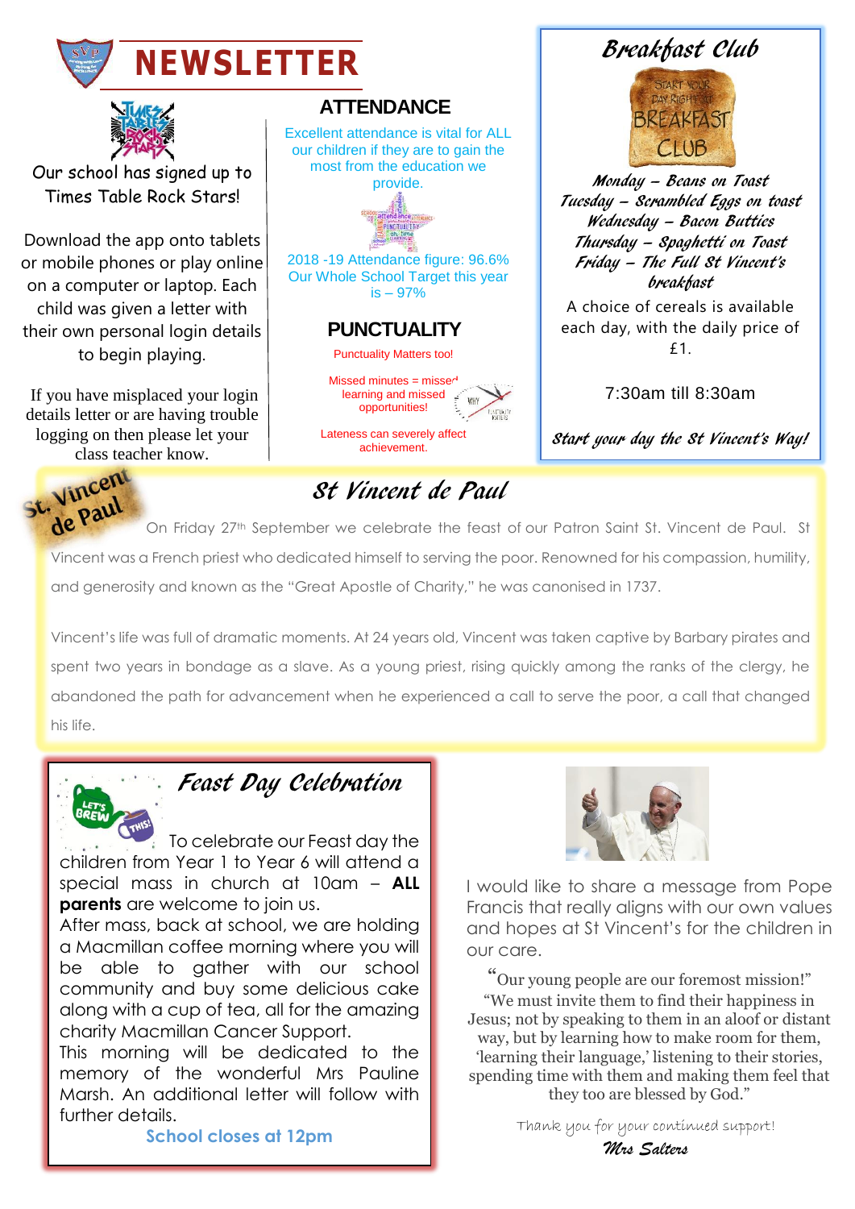# NEWSLETTER

Our school has signed up to Times Table Rock Stars!

Download the app onto tablets or mobile phones or play online on a computer or laptop. Each child was given a letter with their own personal login details to begin playing.

If you have misplaced your login details letter or are having trouble logging on then please let your class teacher know.

## ATTENDANCE

Excellent attendance is vital for ALL our children if they are to gain the most from the education we provide.

2018 -19 Attendance figure: 96.6%
Our Whole School Target this year is – 97%

## PUNCTUALITY

Punctuality Matters too!

Missed minutes = missed learning and missed opportunities!

Lateness can severely affect achievement.

## Breakfast Club

*Monday – Beans on Toast*
*Tuesday – Scrambled Eggs on toast*
*Wednesday – Bacon Butties*
*Thursday – Spaghetti on Toast*
*Friday – The Full St Vincent's breakfast*

A choice of cereals is available each day, with the daily price of £1.

7:30am till 8:30am

*Start your day the St Vincent's Way!*

## St Vincent de Paul

On Friday 27th September we celebrate the feast of our Patron Saint St. Vincent de Paul. St Vincent was a French priest who dedicated himself to serving the poor. Renowned for his compassion, humility, and generosity and known as the "Great Apostle of Charity," he was canonised in 1737.

Vincent's life was full of dramatic moments. At 24 years old, Vincent was taken captive by Barbary pirates and spent two years in bondage as a slave. As a young priest, rising quickly among the ranks of the clergy, he abandoned the path for advancement when he experienced a call to serve the poor, a call that changed his life.

## Feast Day Celebration

To celebrate our Feast day the children from Year 1 to Year 6 will attend a special mass in church at 10am – **ALL parents** are welcome to join us.
After mass, back at school, we are holding a Macmillan coffee morning where you will be able to gather with our school community and buy some delicious cake along with a cup of tea, all for the amazing charity Macmillan Cancer Support.
This morning will be dedicated to the memory of the wonderful Mrs Pauline Marsh. An additional letter will follow with further details.

**School closes at 12pm**

I would like to share a message from Pope Francis that really aligns with our own values and hopes at St Vincent's for the children in our care.

"Our young people are our foremost mission!" "We must invite them to find their happiness in Jesus; not by speaking to them in an aloof or distant way, but by learning how to make room for them, 'learning their language,' listening to their stories, spending time with them and making them feel that they too are blessed by God."

Thank you for your continued support!
*Mrs Salters*